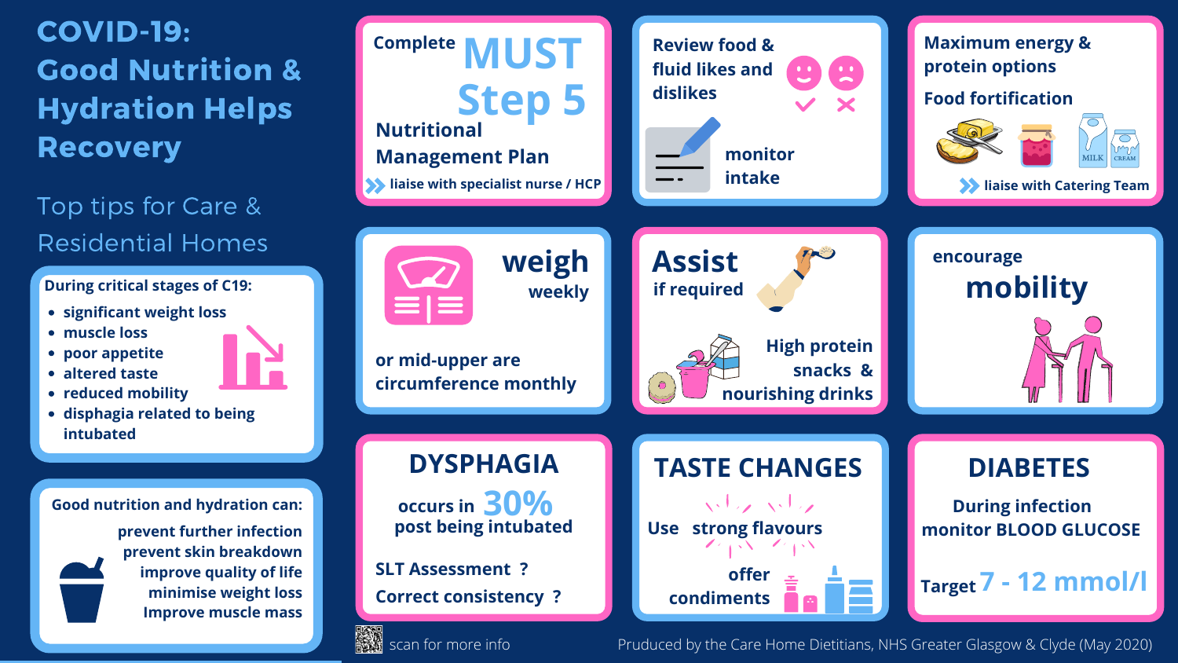# COVID-19: Good Nutrition & Hydration Helps Recovery

## Top tips for Care & Residential Homes

**During critical stages of C19:**

- significant weight loss
- muscle loss
- poor appetite
- altered taste
- reduced mobility
- disphagia related to being intubated

**Good nutrition and hydration can:**

- prevent further infection
- prevent skin breakdown
- improve quality of life
- minimise weight loss
- Improve muscle mass

### Complete MUST Step 5

Nutritional Management Plan

» liaise with specialist nurse / HCP

### Review food & fluid likes and dislikes

monitor intake

### Maximum energy & protein options

Food fortification

» liaise with Catering Team

### weigh weekly

or mid-upper are circumference monthly

### Assist if required

High protein snacks & nourishing drinks

### encourage mobility

### DYSPHAGIA

occurs in 30% post being intubated

SLT Assessment ?

Correct consistency ?

### TASTE CHANGES

Use strong flavours

offer condiments

### DIABETES

During infection monitor BLOOD GLUCOSE

Target 7 - 12 mmol/l

scan for more info

Pruduced by the Care Home Dietitians, NHS Greater Glasgow & Clyde (May 2020)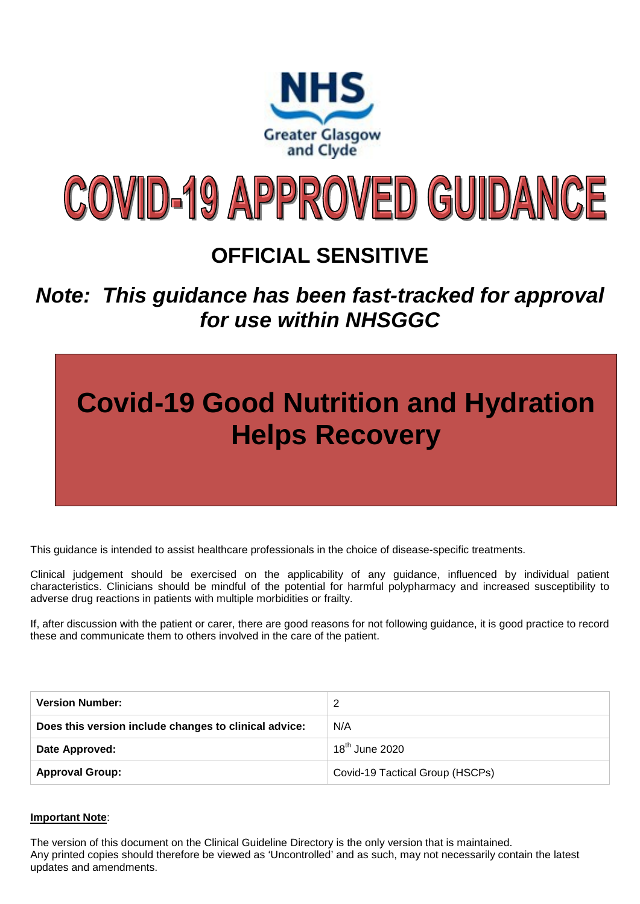NHS Greater Glasgow and Clyde

# COVID-19 APPROVED GUIDANCE

## OFFICIAL SENSITIVE

## *Note: This guidance has been fast-tracked for approval for use within NHSGGC*

# Covid-19 Good Nutrition and Hydration Helps Recovery

This guidance is intended to assist healthcare professionals in the choice of disease-specific treatments.

Clinical judgement should be exercised on the applicability of any guidance, influenced by individual patient characteristics. Clinicians should be mindful of the potential for harmful polypharmacy and increased susceptibility to adverse drug reactions in patients with multiple morbidities or frailty.

If, after discussion with the patient or carer, there are good reasons for not following guidance, it is good practice to record these and communicate them to others involved in the care of the patient.

| | |
|---|---|
| **Version Number:** | 2 |
| **Does this version include changes to clinical advice:** | N/A |
| **Date Approved:** | 18th June 2020 |
| **Approval Group:** | Covid-19 Tactical Group (HSCPs) |

**<u>Important Note</u>**:

The version of this document on the Clinical Guideline Directory is the only version that is maintained.
Any printed copies should therefore be viewed as 'Uncontrolled' and as such, may not necessarily contain the latest updates and amendments.